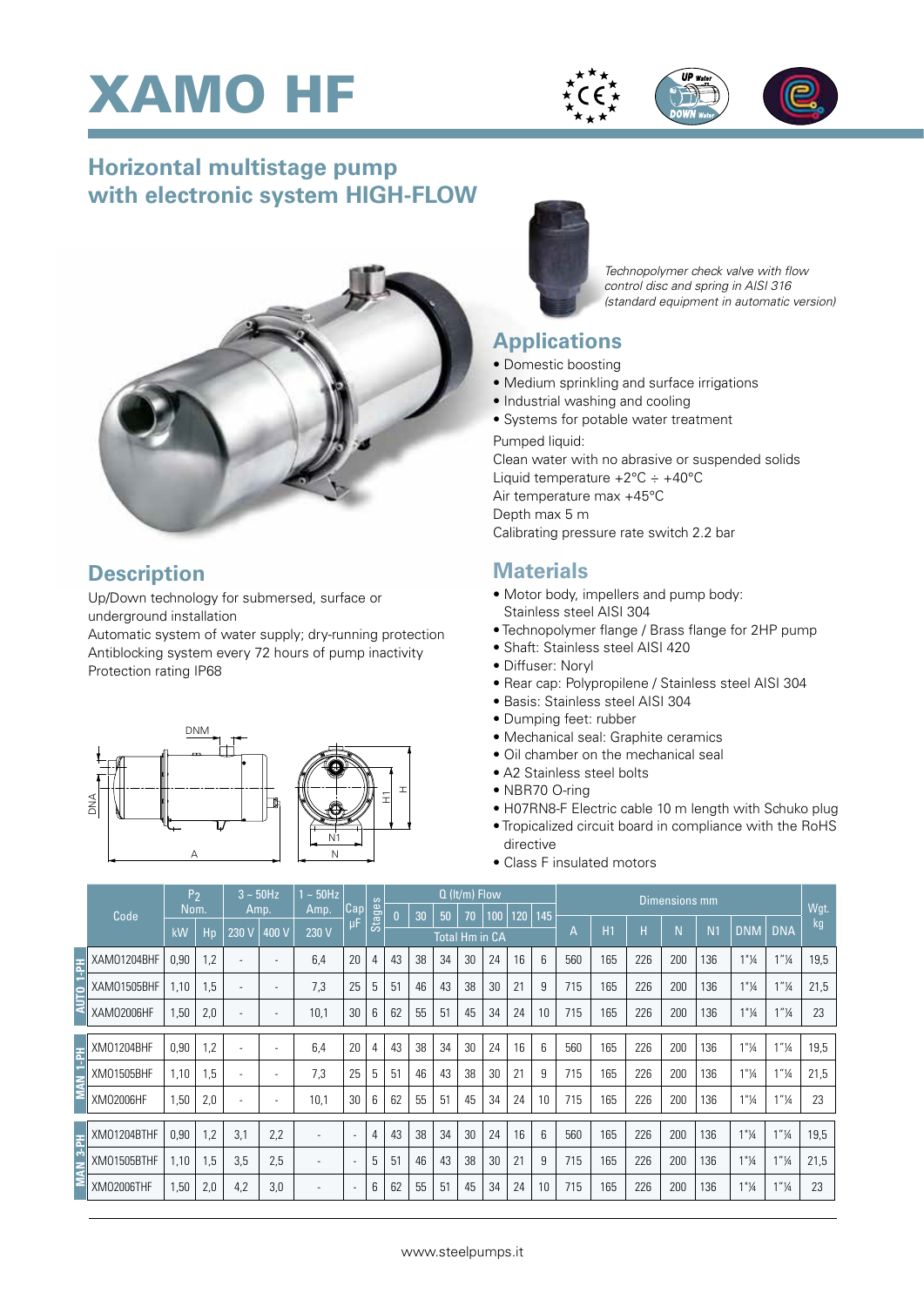# XAMO HF

## Horizontal multistage pump with electronic system HIGH-FLOW

*Technopolymer check valve with flow control disc and spring in AISI 316 (standard equipment in automatic version)*

## Applications

- Domestic boosting
- Medium sprinkling and surface irrigations
- Industrial washing and cooling
- Systems for potable water treatment

Pumped liquid:
Clean water with no abrasive or suspended solids
Liquid temperature +2°C ÷ +40°C
Air temperature max +45°C
Depth max 5 m
Calibrating pressure rate switch 2.2 bar

## Description

Up/Down technology for submersed, surface or underground installation
Automatic system of water supply; dry-running protection
Antiblocking system every 72 hours of pump inactivity
Protection rating IP68

## Materials

- Motor body, impellers and pump body: Stainless steel AISI 304
- Technopolymer flange / Brass flange for 2HP pump
- Shaft: Stainless steel AISI 420
- Diffuser: Noryl
- Rear cap: Polypropilene / Stainless steel AISI 304
- Basis: Stainless steel AISI 304
- Dumping feet: rubber
- Mechanical seal: Graphite ceramics
- Oil chamber on the mechanical seal
- A2 Stainless steel bolts
- NBR70 O-ring
- H07RN8-F Electric cable 10 m length with Schuko plug
- Tropicalized circuit board in compliance with the RoHS directive
- Class F insulated motors

| | Code | $P_2$ Nom. | | 3 ~ 50Hz Amp. | | 1 ~ 50Hz Amp. | Cap µF | Stages | Q (lt/m) Flow | | | | | | | Dimensions mm | | | | | | | Wgt. kg |
|---|---|---|---|---|---|---|---|---|---|---|---|---|---|---|---|---|---|---|---|---|---|---|---|
| | | kW | Hp | 230 V | 400 V | 230 V | | | 0 | 30 | 50 | 70 | 100 | 120 | 145 | A | H1 | H | N | N1 | DNM | DNA | |
| | | | | | | | | | Total Hm in CA | | | | | | | | | | | | | | |
| AUTO 1-PH | XAMO1204BHF | 0,90 | 1,2 | - | - | 6,4 | 20 | 4 | 43 | 38 | 34 | 30 | 24 | 16 | 6 | 560 | 165 | 226 | 200 | 136 | 1"¼ | 1"¼ | 19,5 |
| AUTO 1-PH | XAMO1505BHF | 1,10 | 1,5 | - | - | 7,3 | 25 | 5 | 51 | 46 | 43 | 38 | 30 | 21 | 9 | 715 | 165 | 226 | 200 | 136 | 1"¼ | 1"¼ | 21,5 |
| AUTO 1-PH | XAMO2006HF | 1,50 | 2,0 | - | - | 10,1 | 30 | 6 | 62 | 55 | 51 | 45 | 34 | 24 | 10 | 715 | 165 | 226 | 200 | 136 | 1"¼ | 1"¼ | 23 |
| MAN 1-PH | XMO1204BHF | 0,90 | 1,2 | - | - | 6,4 | 20 | 4 | 43 | 38 | 34 | 30 | 24 | 16 | 6 | 560 | 165 | 226 | 200 | 136 | 1"¼ | 1"¼ | 19,5 |
| MAN 1-PH | XMO1505BHF | 1,10 | 1,5 | - | - | 7,3 | 25 | 5 | 51 | 46 | 43 | 38 | 30 | 21 | 9 | 715 | 165 | 226 | 200 | 136 | 1"¼ | 1"¼ | 21,5 |
| MAN 1-PH | XMO2006HF | 1,50 | 2,0 | - | - | 10,1 | 30 | 6 | 62 | 55 | 51 | 45 | 34 | 24 | 10 | 715 | 165 | 226 | 200 | 136 | 1"¼ | 1"¼ | 23 |
| MAN 3-PH | XMO1204BTHF | 0,90 | 1,2 | 3,1 | 2,2 | - | - | 4 | 43 | 38 | 34 | 30 | 24 | 16 | 6 | 560 | 165 | 226 | 200 | 136 | 1"¼ | 1"¼ | 19,5 |
| MAN 3-PH | XMO1505BTHF | 1,10 | 1,5 | 3,5 | 2,5 | - | - | 5 | 51 | 46 | 43 | 38 | 30 | 21 | 9 | 715 | 165 | 226 | 200 | 136 | 1"¼ | 1"¼ | 21,5 |
| MAN 3-PH | XMO2006THF | 1,50 | 2,0 | 4,2 | 3,0 | - | - | 6 | 62 | 55 | 51 | 45 | 34 | 24 | 10 | 715 | 165 | 226 | 200 | 136 | 1"¼ | 1"¼ | 23 |

www.steelpumps.it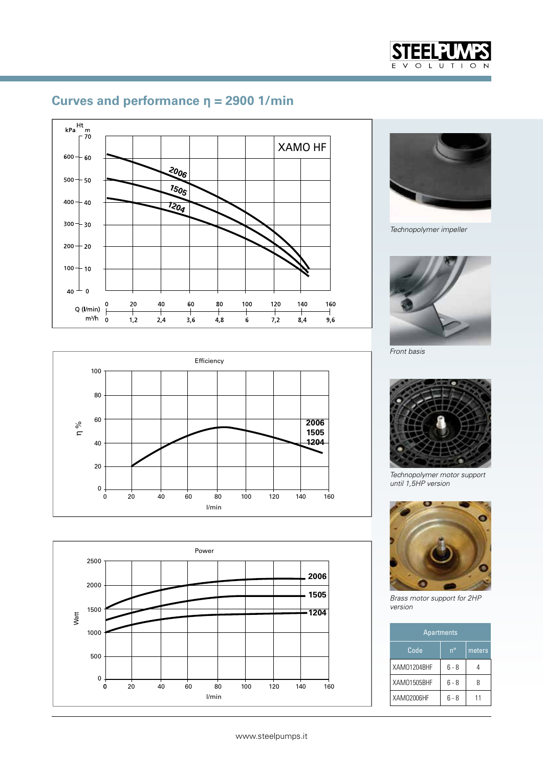## Curves and performance η = 2900 1/min

XAMO HF

kPa Ht m

70
600 60
500 50
400 40
300 30
200 20
100 10
40 0

2006
1505
1204

Q (l/min) 0 20 40 60 80 100 120 140 160
m³/h 0 1,2 2,4 3,6 4,8 6 7,2 8,4 9,6

Efficiency

η %

100
80
60
40
20
0

2006
1505
1204

0 20 40 60 80 100 120 140 160
l/min

Power

Watt

2500
2000
1500
1000
500
0

2006
1505
1204

0 20 40 60 80 100 120 140 160
l/min

*Technopolymer impeller*

*Front basis*

*Technopolymer motor support until 1,5HP version*

*Brass motor support for 2HP version*

| Apartments | | |
|---|---|---|
| Code | n° | meters |
| XAM01204BHF | 6 - 8 | 4 |
| XAM01505BHF | 6 - 8 | 8 |
| XAM02006HF | 6 - 8 | 11 |

www.steelpumps.it